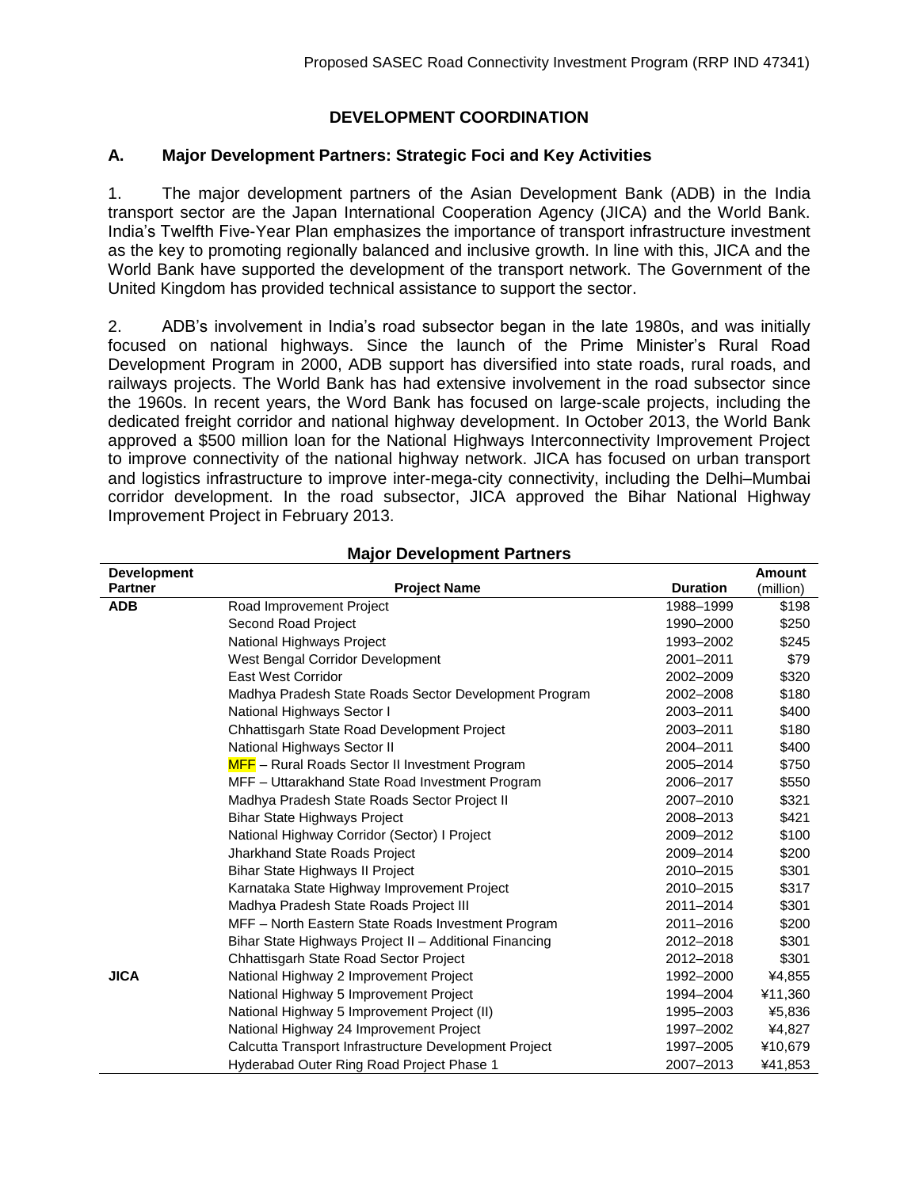# DEVELOPMENT COORDINATION

## A. Major Development Partners: Strategic Foci and Key Activities

1. The major development partners of the Asian Development Bank (ADB) in the India transport sector are the Japan International Cooperation Agency (JICA) and the World Bank. India's Twelfth Five-Year Plan emphasizes the importance of transport infrastructure investment as the key to promoting regionally balanced and inclusive growth. In line with this, JICA and the World Bank have supported the development of the transport network. The Government of the United Kingdom has provided technical assistance to support the sector.

2. ADB's involvement in India's road subsector began in the late 1980s, and was initially focused on national highways. Since the launch of the Prime Minister's Rural Road Development Program in 2000, ADB support has diversified into state roads, rural roads, and railways projects. The World Bank has had extensive involvement in the road subsector since the 1960s. In recent years, the Word Bank has focused on large-scale projects, including the dedicated freight corridor and national highway development. In October 2013, the World Bank approved a $500 million loan for the National Highways Interconnectivity Improvement Project to improve connectivity of the national highway network. JICA has focused on urban transport and logistics infrastructure to improve inter-mega-city connectivity, including the Delhi–Mumbai corridor development. In the road subsector, JICA approved the Bihar National Highway Improvement Project in February 2013.

**Major Development Partners**

| Development Partner | Project Name | Duration | Amount (million) |
|---|---|---|---|
| **ADB** | Road Improvement Project | 1988–1999 | $198 |
| | Second Road Project | 1990–2000 | $250 |
| | National Highways Project | 1993–2002 | $245 |
| | West Bengal Corridor Development | 2001–2011 | $79 |
| | East West Corridor | 2002–2009 | $320 |
| | Madhya Pradesh State Roads Sector Development Program | 2002–2008 | $180 |
| | National Highways Sector I | 2003–2011 | $400 |
| | Chhattisgarh State Road Development Project | 2003–2011 | $180 |
| | National Highways Sector II | 2004–2011 | $400 |
| | MFF – Rural Roads Sector II Investment Program | 2005–2014 | $750 |
| | MFF – Uttarakhand State Road Investment Program | 2006–2017 | $550 |
| | Madhya Pradesh State Roads Sector Project II | 2007–2010 | $321 |
| | Bihar State Highways Project | 2008–2013 | $421 |
| | National Highway Corridor (Sector) I Project | 2009–2012 | $100 |
| | Jharkhand State Roads Project | 2009–2014 | $200 |
| | Bihar State Highways II Project | 2010–2015 | $301 |
| | Karnataka State Highway Improvement Project | 2010–2015 | $317 |
| | Madhya Pradesh State Roads Project III | 2011–2014 | $301 |
| | MFF – North Eastern State Roads Investment Program | 2011–2016 | $200 |
| | Bihar State Highways Project II – Additional Financing | 2012–2018 | $301 |
| | Chhattisgarh State Road Sector Project | 2012–2018 | $301 |
| **JICA** | National Highway 2 Improvement Project | 1992–2000 | ¥4,855 |
| | National Highway 5 Improvement Project | 1994–2004 | ¥11,360 |
| | National Highway 5 Improvement Project (II) | 1995–2003 | ¥5,836 |
| | National Highway 24 Improvement Project | 1997–2002 | ¥4,827 |
| | Calcutta Transport Infrastructure Development Project | 1997–2005 | ¥10,679 |
| | Hyderabad Outer Ring Road Project Phase 1 | 2007–2013 | ¥41,853 |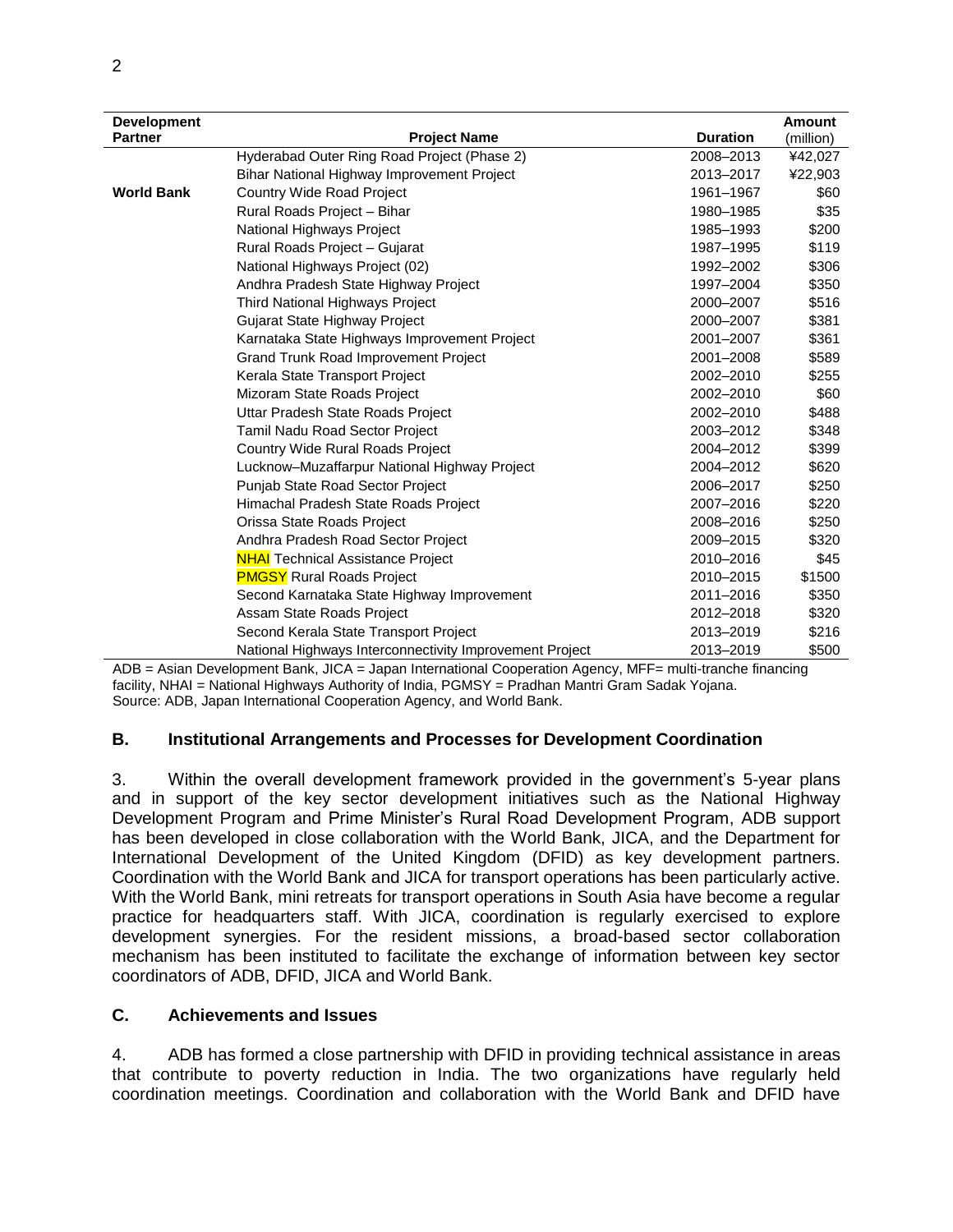| Development Partner | Project Name | Duration | Amount (million) |
|---|---|---|---|
| | Hyderabad Outer Ring Road Project (Phase 2) | 2008–2013 | ¥42,027 |
| | Bihar National Highway Improvement Project | 2013–2017 | ¥22,903 |
| **World Bank** | Country Wide Road Project | 1961–1967 | $60 |
| | Rural Roads Project – Bihar | 1980–1985 | $35 |
| | National Highways Project | 1985–1993 | $200 |
| | Rural Roads Project – Gujarat | 1987–1995 | $119 |
| | National Highways Project (02) | 1992–2002 | $306 |
| | Andhra Pradesh State Highway Project | 1997–2004 | $350 |
| | Third National Highways Project | 2000–2007 | $516 |
| | Gujarat State Highway Project | 2000–2007 | $381 |
| | Karnataka State Highways Improvement Project | 2001–2007 | $361 |
| | Grand Trunk Road Improvement Project | 2001–2008 | $589 |
| | Kerala State Transport Project | 2002–2010 | $255 |
| | Mizoram State Roads Project | 2002–2010 | $60 |
| | Uttar Pradesh State Roads Project | 2002–2010 | $488 |
| | Tamil Nadu Road Sector Project | 2003–2012 | $348 |
| | Country Wide Rural Roads Project | 2004–2012 | $399 |
| | Lucknow–Muzaffarpur National Highway Project | 2004–2012 | $620 |
| | Punjab State Road Sector Project | 2006–2017 | $250 |
| | Himachal Pradesh State Roads Project | 2007–2016 | $220 |
| | Orissa State Roads Project | 2008–2016 | $250 |
| | Andhra Pradesh Road Sector Project | 2009–2015 | $320 |
| | NHAI Technical Assistance Project | 2010–2016 | $45 |
| | PMGSY Rural Roads Project | 2010–2015 | $1500 |
| | Second Karnataka State Highway Improvement | 2011–2016 | $350 |
| | Assam State Roads Project | 2012–2018 | $320 |
| | Second Kerala State Transport Project | 2013–2019 | $216 |
| | National Highways Interconnectivity Improvement Project | 2013–2019 | $500 |

ADB = Asian Development Bank, JICA = Japan International Cooperation Agency, MFF= multi-tranche financing facility, NHAI = National Highways Authority of India, PGMSY = Pradhan Mantri Gram Sadak Yojana.
Source: ADB, Japan International Cooperation Agency, and World Bank.

### B. Institutional Arrangements and Processes for Development Coordination

3. Within the overall development framework provided in the government's 5-year plans and in support of the key sector development initiatives such as the National Highway Development Program and Prime Minister's Rural Road Development Program, ADB support has been developed in close collaboration with the World Bank, JICA, and the Department for International Development of the United Kingdom (DFID) as key development partners. Coordination with the World Bank and JICA for transport operations has been particularly active. With the World Bank, mini retreats for transport operations in South Asia have become a regular practice for headquarters staff. With JICA, coordination is regularly exercised to explore development synergies. For the resident missions, a broad-based sector collaboration mechanism has been instituted to facilitate the exchange of information between key sector coordinators of ADB, DFID, JICA and World Bank.

### C. Achievements and Issues

4. ADB has formed a close partnership with DFID in providing technical assistance in areas that contribute to poverty reduction in India. The two organizations have regularly held coordination meetings. Coordination and collaboration with the World Bank and DFID have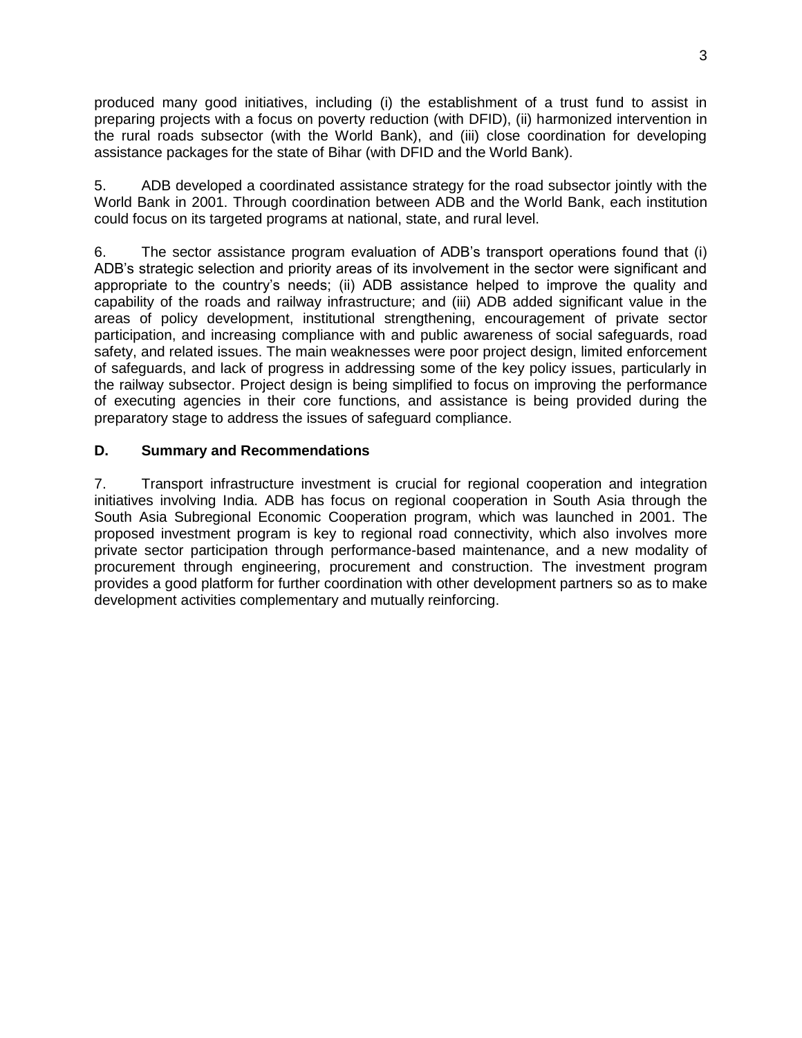produced many good initiatives, including (i) the establishment of a trust fund to assist in preparing projects with a focus on poverty reduction (with DFID), (ii) harmonized intervention in the rural roads subsector (with the World Bank), and (iii) close coordination for developing assistance packages for the state of Bihar (with DFID and the World Bank).

5. ADB developed a coordinated assistance strategy for the road subsector jointly with the World Bank in 2001. Through coordination between ADB and the World Bank, each institution could focus on its targeted programs at national, state, and rural level.

6. The sector assistance program evaluation of ADB's transport operations found that (i) ADB's strategic selection and priority areas of its involvement in the sector were significant and appropriate to the country's needs; (ii) ADB assistance helped to improve the quality and capability of the roads and railway infrastructure; and (iii) ADB added significant value in the areas of policy development, institutional strengthening, encouragement of private sector participation, and increasing compliance with and public awareness of social safeguards, road safety, and related issues. The main weaknesses were poor project design, limited enforcement of safeguards, and lack of progress in addressing some of the key policy issues, particularly in the railway subsector. Project design is being simplified to focus on improving the performance of executing agencies in their core functions, and assistance is being provided during the preparatory stage to address the issues of safeguard compliance.

## D. Summary and Recommendations

7. Transport infrastructure investment is crucial for regional cooperation and integration initiatives involving India. ADB has focus on regional cooperation in South Asia through the South Asia Subregional Economic Cooperation program, which was launched in 2001. The proposed investment program is key to regional road connectivity, which also involves more private sector participation through performance-based maintenance, and a new modality of procurement through engineering, procurement and construction. The investment program provides a good platform for further coordination with other development partners so as to make development activities complementary and mutually reinforcing.